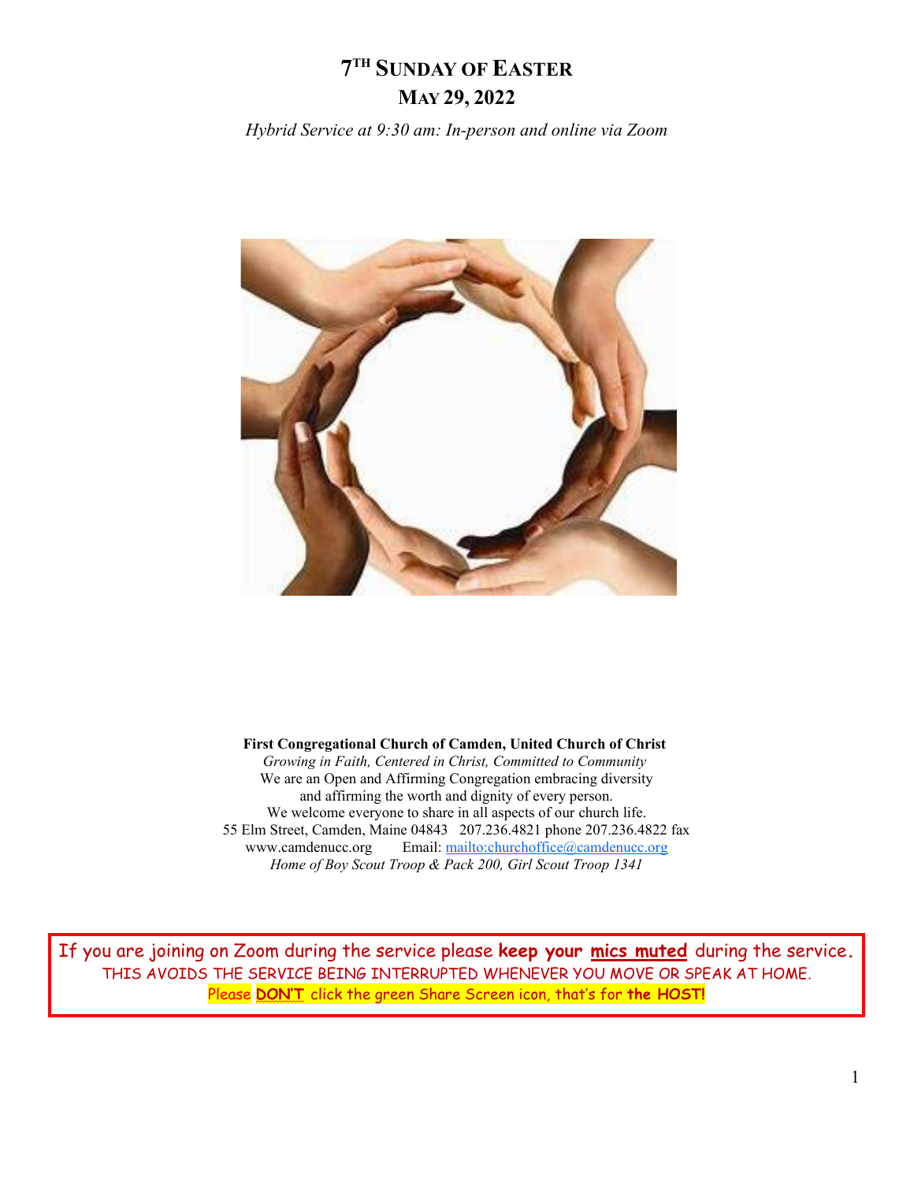# 7[TH] SUNDAY OF EASTER
# MAY 29, 2022

*Hybrid Service at 9:30 am: In-person and online via Zoom*

**First Congregational Church of Camden, United Church of Christ**
*Growing in Faith, Centered in Christ, Committed to Community*
We are an Open and Affirming Congregation embracing diversity
and affirming the worth and dignity of every person.
We welcome everyone to share in all aspects of our church life.
55 Elm Street, Camden, Maine 04843 207.236.4821 phone 207.236.4822 fax
www.camdenucc.org Email: mailto:churchoffice@camdenucc.org
*Home of Boy Scout Troop & Pack 200, Girl Scout Troop 1341*

If you are joining on Zoom during the service please **keep your mics muted** during the service.
THIS AVOIDS THE SERVICE BEING INTERRUPTED WHENEVER YOU MOVE OR SPEAK AT HOME.
Please **DON'T** click the green Share Screen icon, that's for **the HOST!**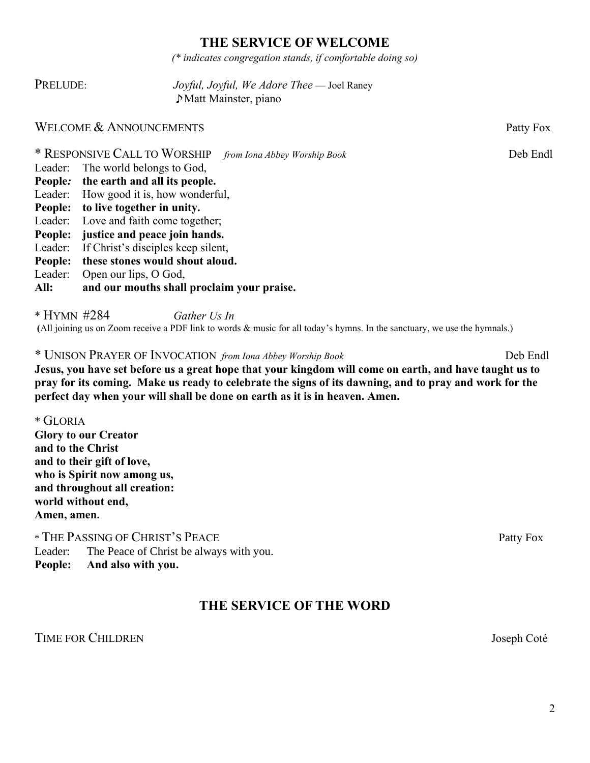## THE SERVICE OF WELCOME

*(* indicates congregation stands, if comfortable doing so)*

PRELUDE: *Joyful, Joyful, We Adore Thee* — Joel Raney
♪Matt Mainster, piano

WELCOME & ANNOUNCEMENTS Patty Fox

* RESPONSIVE CALL TO WORSHIP *from Iona Abbey Worship Book* Deb Endl

Leader: The world belongs to God,
**People: the earth and all its people.**
Leader: How good it is, how wonderful,
**People: to live together in unity.**
Leader: Love and faith come together;
**People: justice and peace join hands.**
Leader: If Christ's disciples keep silent,
**People: these stones would shout aloud.**
Leader: Open our lips, O God,
**All: and our mouths shall proclaim your praise.**

* HYMN #284 *Gather Us In*
(All joining us on Zoom receive a PDF link to words & music for all today's hymns. In the sanctuary, we use the hymnals.)

* UNISON PRAYER OF INVOCATION *from Iona Abbey Worship Book* Deb Endl

**Jesus, you have set before us a great hope that your kingdom will come on earth, and have taught us to pray for its coming. Make us ready to celebrate the signs of its dawning, and to pray and work for the perfect day when your will shall be done on earth as it is in heaven. Amen.**

* GLORIA

**Glory to our Creator**
**and to the Christ**
**and to their gift of love,**
**who is Spirit now among us,**
**and throughout all creation:**
**world without end,**
**Amen, amen.**

* THE PASSING OF CHRIST'S PEACE Patty Fox

Leader: The Peace of Christ be always with you.
**People: And also with you.**

## THE SERVICE OF THE WORD

TIME FOR CHILDREN Joseph Coté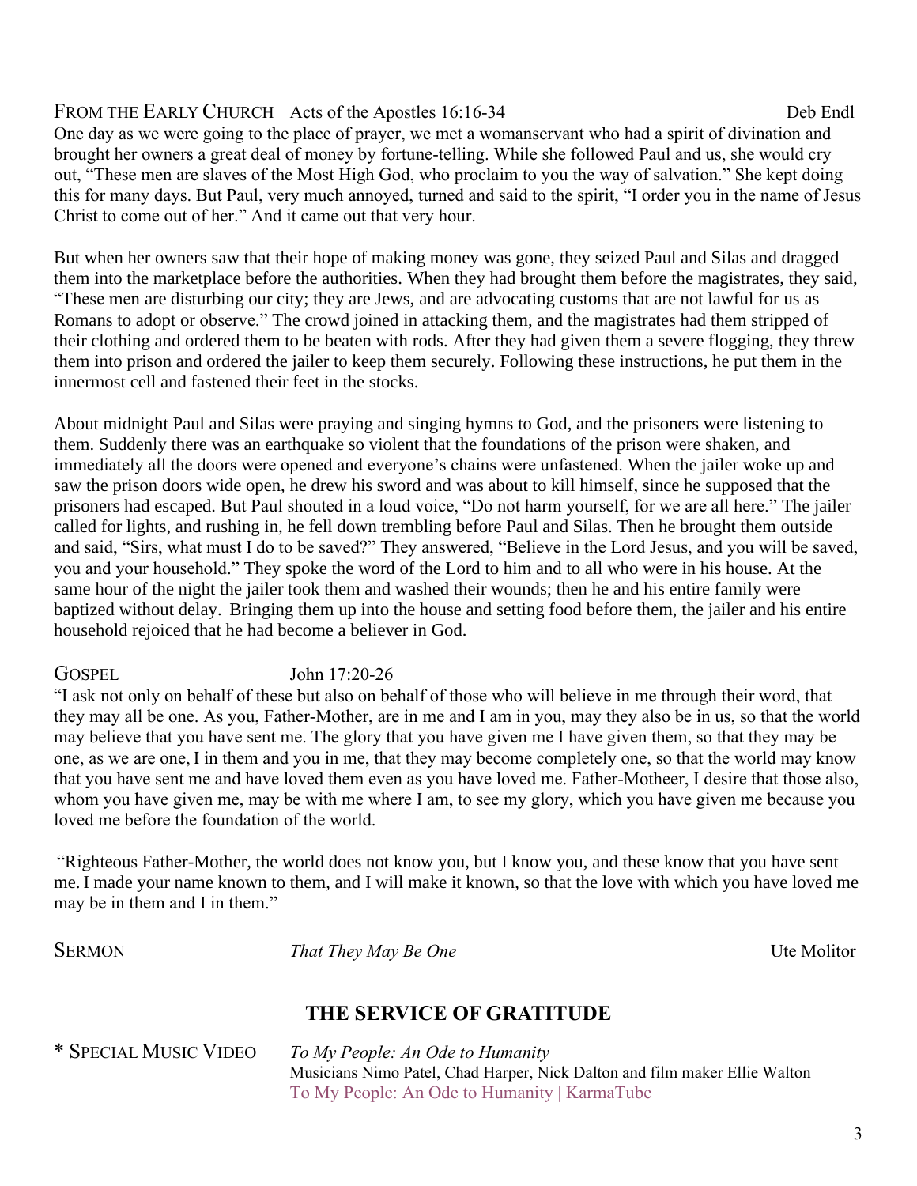FROM THE EARLY CHURCH   Acts of the Apostles 16:16-34   Deb Endl

One day as we were going to the place of prayer, we met a womanservant who had a spirit of divination and brought her owners a great deal of money by fortune-telling. While she followed Paul and us, she would cry out, "These men are slaves of the Most High God, who proclaim to you the way of salvation." She kept doing this for many days. But Paul, very much annoyed, turned and said to the spirit, "I order you in the name of Jesus Christ to come out of her." And it came out that very hour.

But when her owners saw that their hope of making money was gone, they seized Paul and Silas and dragged them into the marketplace before the authorities. When they had brought them before the magistrates, they said, "These men are disturbing our city; they are Jews, and are advocating customs that are not lawful for us as Romans to adopt or observe." The crowd joined in attacking them, and the magistrates had them stripped of their clothing and ordered them to be beaten with rods. After they had given them a severe flogging, they threw them into prison and ordered the jailer to keep them securely. Following these instructions, he put them in the innermost cell and fastened their feet in the stocks.

About midnight Paul and Silas were praying and singing hymns to God, and the prisoners were listening to them. Suddenly there was an earthquake so violent that the foundations of the prison were shaken, and immediately all the doors were opened and everyone's chains were unfastened. When the jailer woke up and saw the prison doors wide open, he drew his sword and was about to kill himself, since he supposed that the prisoners had escaped. But Paul shouted in a loud voice, "Do not harm yourself, for we are all here." The jailer called for lights, and rushing in, he fell down trembling before Paul and Silas. Then he brought them outside and said, "Sirs, what must I do to be saved?" They answered, "Believe in the Lord Jesus, and you will be saved, you and your household." They spoke the word of the Lord to him and to all who were in his house. At the same hour of the night the jailer took them and washed their wounds; then he and his entire family were baptized without delay. Bringing them up into the house and setting food before them, the jailer and his entire household rejoiced that he had become a believer in God.

GOSPEL   John 17:20-26

"I ask not only on behalf of these but also on behalf of those who will believe in me through their word, that they may all be one. As you, Father-Mother, are in me and I am in you, may they also be in us, so that the world may believe that you have sent me. The glory that you have given me I have given them, so that they may be one, as we are one, I in them and you in me, that they may become completely one, so that the world may know that you have sent me and have loved them even as you have loved me. Father-Motheer, I desire that those also, whom you have given me, may be with me where I am, to see my glory, which you have given me because you loved me before the foundation of the world.

"Righteous Father-Mother, the world does not know you, but I know you, and these know that you have sent me. I made your name known to them, and I will make it known, so that the love with which you have loved me may be in them and I in them."

SERMON   *That They May Be One*   Ute Molitor

## THE SERVICE OF GRATITUDE

\* SPECIAL MUSIC VIDEO   *To My People: An Ode to Humanity*
Musicians Nimo Patel, Chad Harper, Nick Dalton and film maker Ellie Walton
To My People: An Ode to Humanity | KarmaTube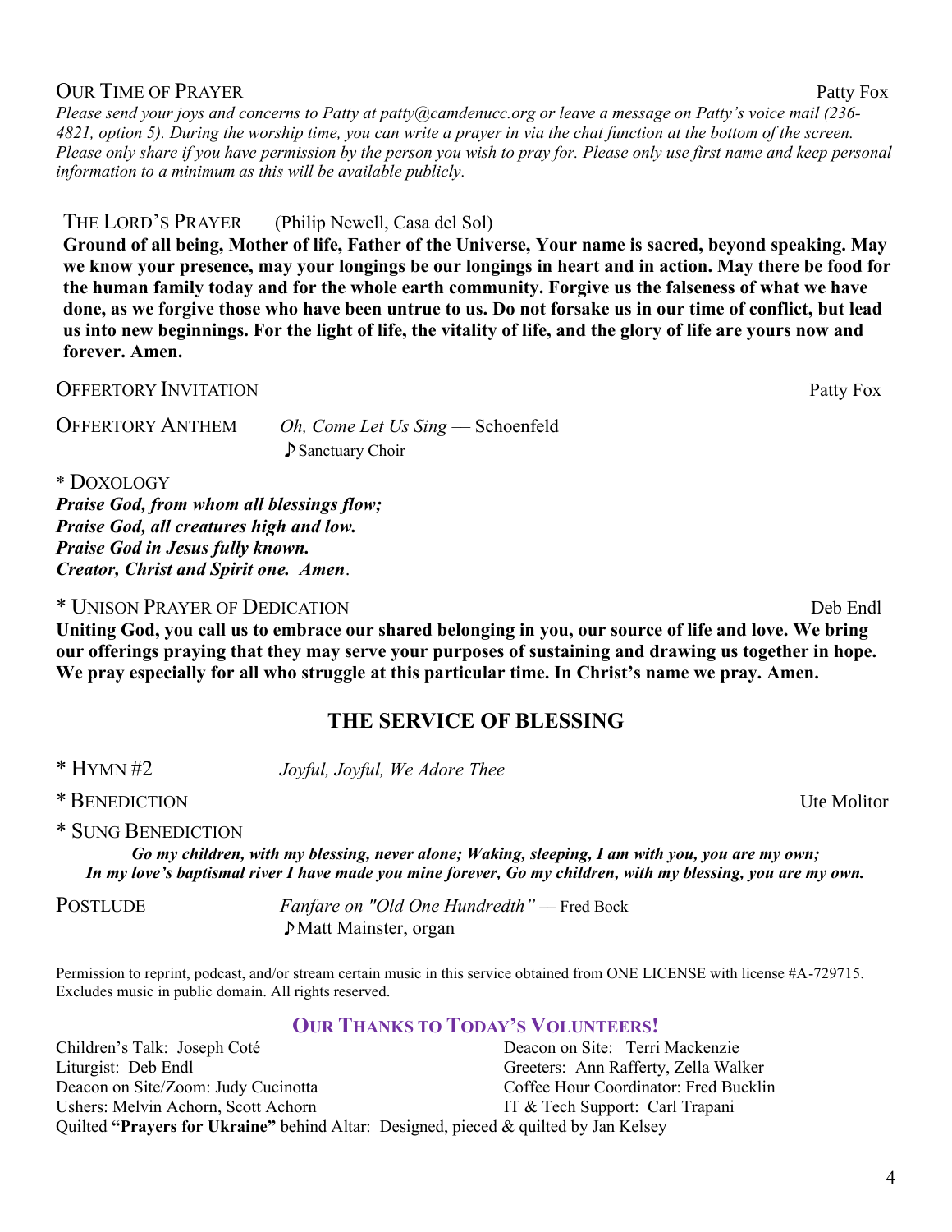OUR TIME OF PRAYER — Patty Fox

*Please send your joys and concerns to Patty at patty@camdenucc.org or leave a message on Patty's voice mail (236-4821, option 5). During the worship time, you can write a prayer in via the chat function at the bottom of the screen. Please only share if you have permission by the person you wish to pray for. Please only use first name and keep personal information to a minimum as this will be available publicly.*

THE LORD'S PRAYER (Philip Newell, Casa del Sol)

**Ground of all being, Mother of life, Father of the Universe, Your name is sacred, beyond speaking. May we know your presence, may your longings be our longings in heart and in action. May there be food for the human family today and for the whole earth community. Forgive us the falseness of what we have done, as we forgive those who have been untrue to us. Do not forsake us in our time of conflict, but lead us into new beginnings. For the light of life, the vitality of life, and the glory of life are yours now and forever. Amen.**

OFFERTORY INVITATION — Patty Fox

OFFERTORY ANTHEM *Oh, Come Let Us Sing* — Schoenfeld
♪Sanctuary Choir

\* DOXOLOGY

***Praise God, from whom all blessings flow;***
***Praise God, all creatures high and low.***
***Praise God in Jesus fully known.***
***Creator, Christ and Spirit one. Amen.***

\* UNISON PRAYER OF DEDICATION — Deb Endl

**Uniting God, you call us to embrace our shared belonging in you, our source of life and love. We bring our offerings praying that they may serve your purposes of sustaining and drawing us together in hope. We pray especially for all who struggle at this particular time. In Christ's name we pray. Amen.**

## THE SERVICE OF BLESSING

\* HYMN #2 *Joyful, Joyful, We Adore Thee*

\* BENEDICTION — Ute Molitor

\* SUNG BENEDICTION

***Go my children, with my blessing, never alone; Waking, sleeping, I am with you, you are my own; In my love's baptismal river I have made you mine forever, Go my children, with my blessing, you are my own.***

POSTLUDE *Fanfare on "Old One Hundredth"* — Fred Bock
♪Matt Mainster, organ

Permission to reprint, podcast, and/or stream certain music in this service obtained from ONE LICENSE with license #A-729715. Excludes music in public domain. All rights reserved.

### OUR THANKS TO TODAY'S VOLUNTEERS!

Children's Talk: Joseph Coté
Liturgist: Deb Endl
Deacon on Site/Zoom: Judy Cucinotta
Ushers: Melvin Achorn, Scott Achorn
Deacon on Site: Terri Mackenzie
Greeters: Ann Rafferty, Zella Walker
Coffee Hour Coordinator: Fred Bucklin
IT & Tech Support: Carl Trapani
Quilted **"Prayers for Ukraine"** behind Altar: Designed, pieced & quilted by Jan Kelsey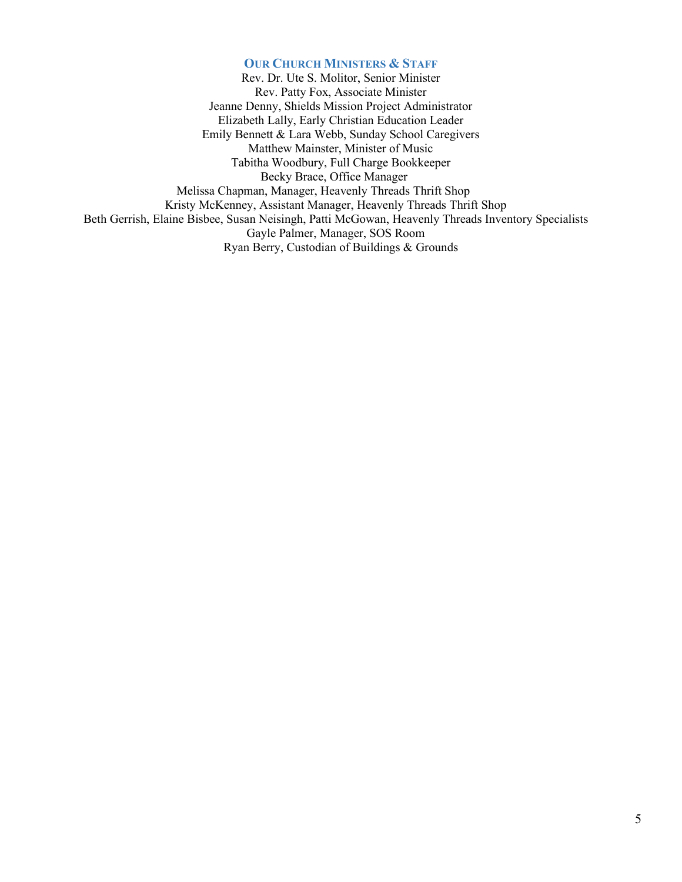## Our Church Ministers & Staff

Rev. Dr. Ute S. Molitor, Senior Minister
Rev. Patty Fox, Associate Minister
Jeanne Denny, Shields Mission Project Administrator
Elizabeth Lally, Early Christian Education Leader
Emily Bennett & Lara Webb, Sunday School Caregivers
Matthew Mainster, Minister of Music
Tabitha Woodbury, Full Charge Bookkeeper
Becky Brace, Office Manager
Melissa Chapman, Manager, Heavenly Threads Thrift Shop
Kristy McKenney, Assistant Manager, Heavenly Threads Thrift Shop
Beth Gerrish, Elaine Bisbee, Susan Neisingh, Patti McGowan, Heavenly Threads Inventory Specialists
Gayle Palmer, Manager, SOS Room
Ryan Berry, Custodian of Buildings & Grounds